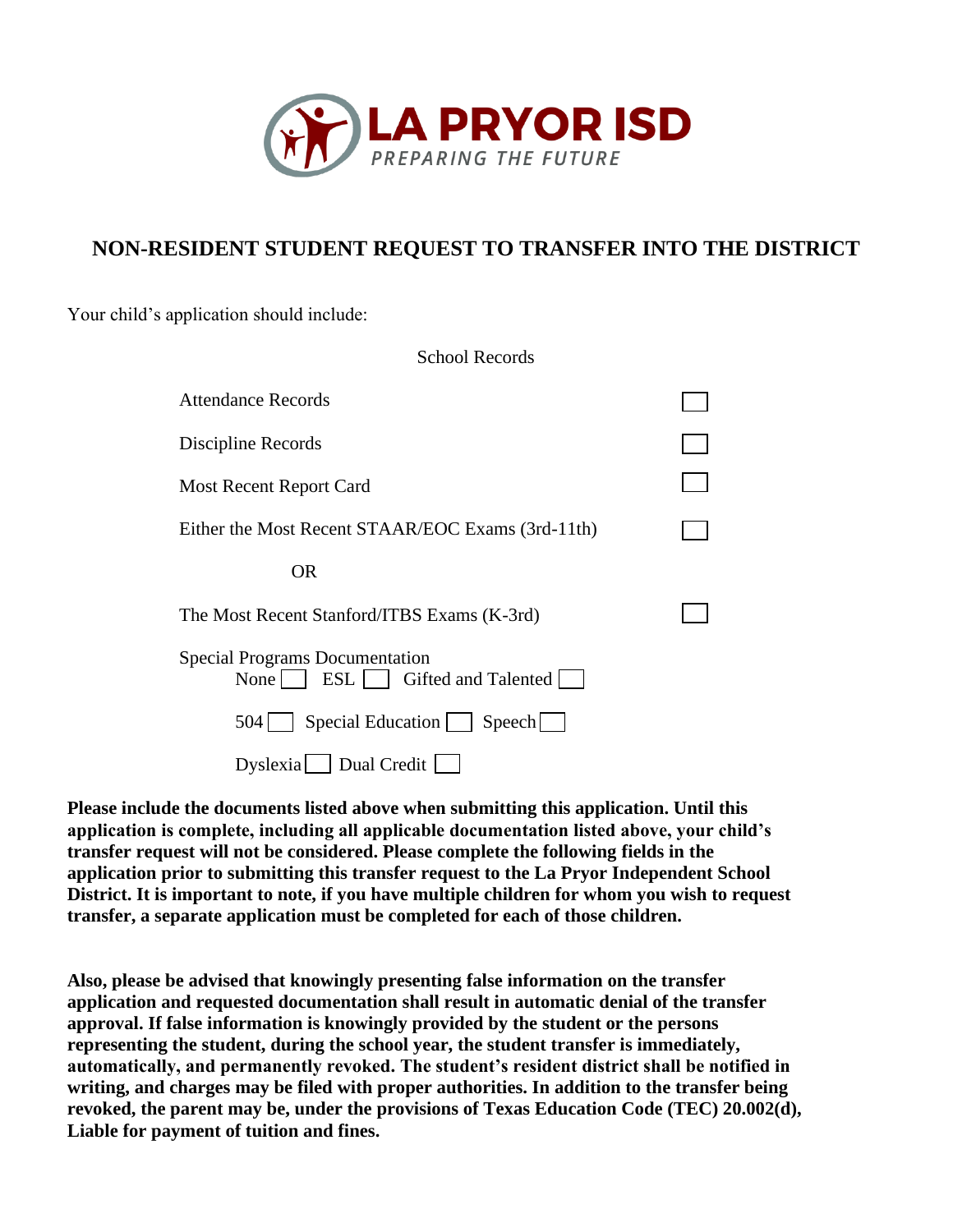LA PRYOR ISD

PREPARING THE FUTURE

# NON-RESIDENT STUDENT REQUEST TO TRANSFER INTO THE DISTRICT

Your child's application should include:

School Records

- Attendance Records ☐
- Discipline Records ☐
- Most Recent Report Card ☐
- Either the Most Recent STAAR/EOC Exams (3rd-11th) ☐

  OR

- The Most Recent Stanford/ITBS Exams (K-3rd) ☐
- Special Programs Documentation
  - None ☐ ESL ☐ Gifted and Talented ☐
  - 504 ☐ Special Education ☐ Speech ☐
  - Dyslexia ☐ Dual Credit ☐

**Please include the documents listed above when submitting this application. Until this application is complete, including all applicable documentation listed above, your child's transfer request will not be considered. Please complete the following fields in the application prior to submitting this transfer request to the La Pryor Independent School District. It is important to note, if you have multiple children for whom you wish to request transfer, a separate application must be completed for each of those children.**

**Also, please be advised that knowingly presenting false information on the transfer application and requested documentation shall result in automatic denial of the transfer approval. If false information is knowingly provided by the student or the persons representing the student, during the school year, the student transfer is immediately, automatically, and permanently revoked. The student's resident district shall be notified in writing, and charges may be filed with proper authorities. In addition to the transfer being revoked, the parent may be, under the provisions of Texas Education Code (TEC) 20.002(d), Liable for payment of tuition and fines.**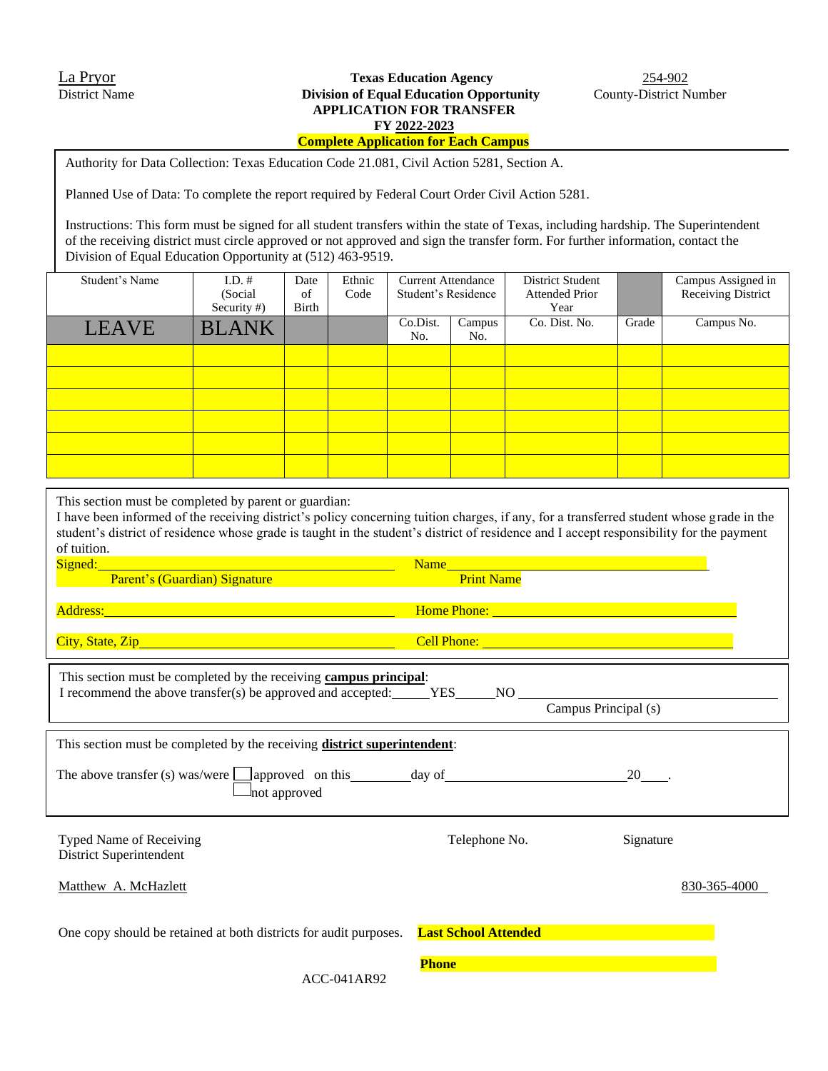La Pryor
District Name

**Texas Education Agency**
**Division of Equal Education Opportunity**
**APPLICATION FOR TRANSFER**
**FY 2022-2023**
**Complete Application for Each Campus**

254-902
County-District Number

Authority for Data Collection: Texas Education Code 21.081, Civil Action 5281, Section A.

Planned Use of Data: To complete the report required by Federal Court Order Civil Action 5281.

Instructions: This form must be signed for all student transfers within the state of Texas, including hardship. The Superintendent of the receiving district must circle approved or not approved and sign the transfer form. For further information, contact the Division of Equal Education Opportunity at (512) 463-9519.

| Student's Name | I.D. # (Social Security #) | Date of Birth | Ethnic Code | Current Attendance Student's Residence | | District Student Attended Prior Year | | Campus Assigned in Receiving District |
|---|---|---|---|---|---|---|---|---|
| LEAVE | BLANK | | | Co.Dist. No. | Campus No. | Co. Dist. No. | Grade | Campus No. |
| | | | | | | | | |
| | | | | | | | | |
| | | | | | | | | |
| | | | | | | | | |
| | | | | | | | | |
| | | | | | | | | |

This section must be completed by parent or guardian:
I have been informed of the receiving district's policy concerning tuition charges, if any, for a transferred student whose grade in the student's district of residence whose grade is taught in the student's district of residence and I accept responsibility for the payment of tuition.

Signed:______________________________ Name______________________________
Parent's (Guardian) Signature Print Name

Address:______________________________ Home Phone: ______________________________

City, State, Zip______________________________ Cell Phone: ______________________________

This section must be completed by the receiving **campus principal**:
I recommend the above transfer(s) be approved and accepted:_____YES_____NO ______________________________
Campus Principal (s)

This section must be completed by the receiving **district superintendent**:

The above transfer (s) was/were ☐ approved on this________day of______________________20____.
☐ not approved

Typed Name of Receiving District Superintendent    Telephone No.    Signature

Matthew A. McHazlett    830-365-4000

One copy should be retained at both districts for audit purposes.    **Last School Attended**

**Phone**

ACC-041AR92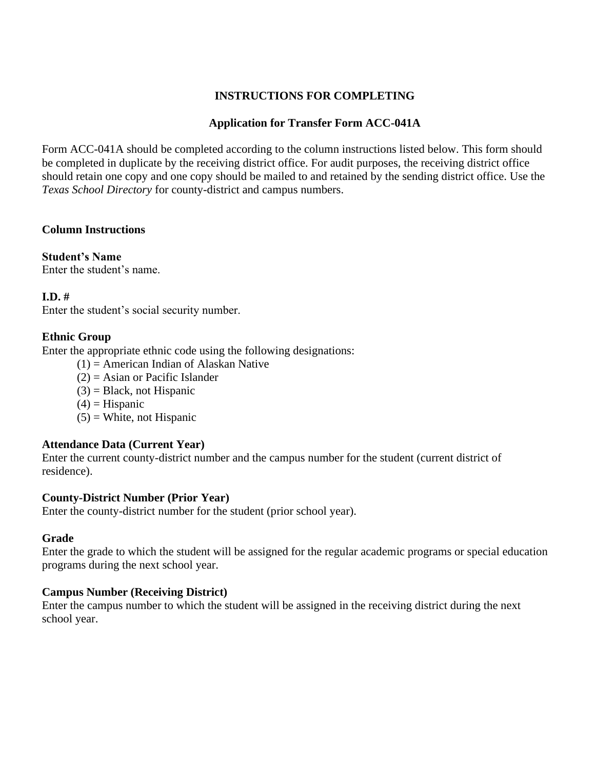## INSTRUCTIONS FOR COMPLETING

### Application for Transfer Form ACC-041A

Form ACC-041A should be completed according to the column instructions listed below. This form should be completed in duplicate by the receiving district office. For audit purposes, the receiving district office should retain one copy and one copy should be mailed to and retained by the sending district office. Use the *Texas School Directory* for county-district and campus numbers.

**Column Instructions**

**Student's Name**
Enter the student's name.

**I.D. #**
Enter the student's social security number.

**Ethnic Group**
Enter the appropriate ethnic code using the following designations:

- (1) = American Indian of Alaskan Native
- (2) = Asian or Pacific Islander
- (3) = Black, not Hispanic
- (4) = Hispanic
- (5) = White, not Hispanic

**Attendance Data (Current Year)**
Enter the current county-district number and the campus number for the student (current district of residence).

**County-District Number (Prior Year)**
Enter the county-district number for the student (prior school year).

**Grade**
Enter the grade to which the student will be assigned for the regular academic programs or special education programs during the next school year.

**Campus Number (Receiving District)**
Enter the campus number to which the student will be assigned in the receiving district during the next school year.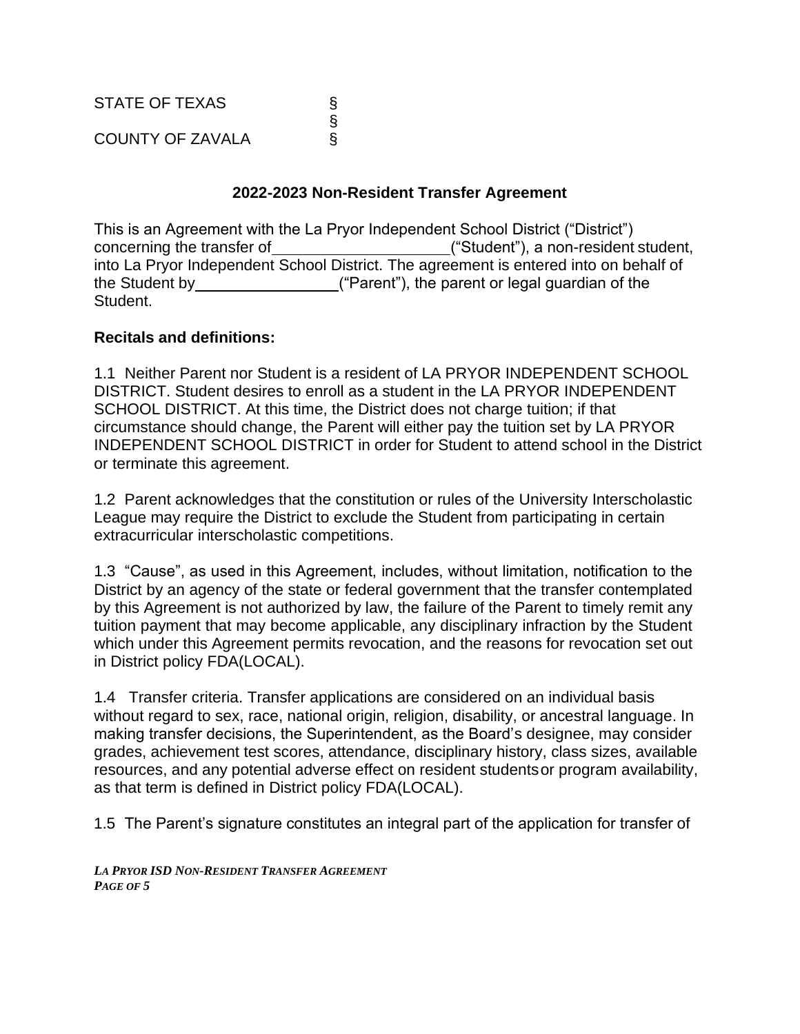STATE OF TEXAS §
§
COUNTY OF ZAVALA §

### 2022-2023 Non-Resident Transfer Agreement

This is an Agreement with the La Pryor Independent School District ("District") concerning the transfer of \_\_\_\_\_\_\_\_\_\_\_\_\_\_\_\_\_\_\_\_ ("Student"), a non-resident student, into La Pryor Independent School District. The agreement is entered into on behalf of the Student by \_\_\_\_\_\_\_\_\_\_\_\_\_\_\_\_ ("Parent"), the parent or legal guardian of the Student.

**Recitals and definitions:**

1.1 Neither Parent nor Student is a resident of LA PRYOR INDEPENDENT SCHOOL DISTRICT. Student desires to enroll as a student in the LA PRYOR INDEPENDENT SCHOOL DISTRICT. At this time, the District does not charge tuition; if that circumstance should change, the Parent will either pay the tuition set by LA PRYOR INDEPENDENT SCHOOL DISTRICT in order for Student to attend school in the District or terminate this agreement.

1.2 Parent acknowledges that the constitution or rules of the University Interscholastic League may require the District to exclude the Student from participating in certain extracurricular interscholastic competitions.

1.3 "Cause", as used in this Agreement, includes, without limitation, notification to the District by an agency of the state or federal government that the transfer contemplated by this Agreement is not authorized by law, the failure of the Parent to timely remit any tuition payment that may become applicable, any disciplinary infraction by the Student which under this Agreement permits revocation, and the reasons for revocation set out in District policy FDA(LOCAL).

1.4 Transfer criteria. Transfer applications are considered on an individual basis without regard to sex, race, national origin, religion, disability, or ancestral language. In making transfer decisions, the Superintendent, as the Board's designee, may consider grades, achievement test scores, attendance, disciplinary history, class sizes, available resources, and any potential adverse effect on resident students or program availability, as that term is defined in District policy FDA(LOCAL).

1.5 The Parent's signature constitutes an integral part of the application for transfer of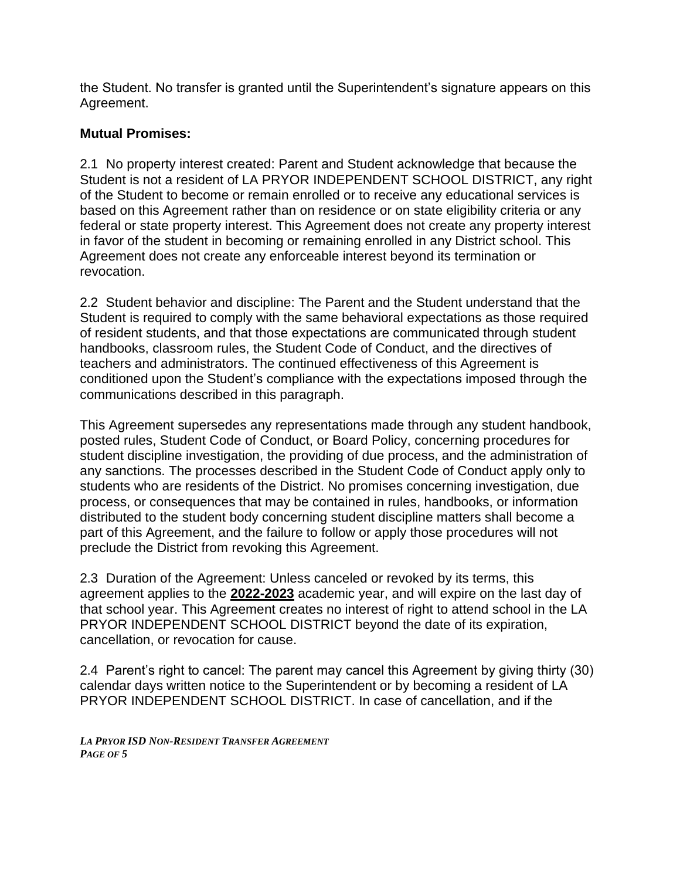the Student. No transfer is granted until the Superintendent's signature appears on this Agreement.

**Mutual Promises:**

2.1 No property interest created: Parent and Student acknowledge that because the Student is not a resident of LA PRYOR INDEPENDENT SCHOOL DISTRICT, any right of the Student to become or remain enrolled or to receive any educational services is based on this Agreement rather than on residence or on state eligibility criteria or any federal or state property interest. This Agreement does not create any property interest in favor of the student in becoming or remaining enrolled in any District school. This Agreement does not create any enforceable interest beyond its termination or revocation.

2.2 Student behavior and discipline: The Parent and the Student understand that the Student is required to comply with the same behavioral expectations as those required of resident students, and that those expectations are communicated through student handbooks, classroom rules, the Student Code of Conduct, and the directives of teachers and administrators. The continued effectiveness of this Agreement is conditioned upon the Student's compliance with the expectations imposed through the communications described in this paragraph.

This Agreement supersedes any representations made through any student handbook, posted rules, Student Code of Conduct, or Board Policy, concerning procedures for student discipline investigation, the providing of due process, and the administration of any sanctions. The processes described in the Student Code of Conduct apply only to students who are residents of the District. No promises concerning investigation, due process, or consequences that may be contained in rules, handbooks, or information distributed to the student body concerning student discipline matters shall become a part of this Agreement, and the failure to follow or apply those procedures will not preclude the District from revoking this Agreement.

2.3 Duration of the Agreement: Unless canceled or revoked by its terms, this agreement applies to the **2022-2023** academic year, and will expire on the last day of that school year. This Agreement creates no interest of right to attend school in the LA PRYOR INDEPENDENT SCHOOL DISTRICT beyond the date of its expiration, cancellation, or revocation for cause.

2.4 Parent's right to cancel: The parent may cancel this Agreement by giving thirty (30) calendar days written notice to the Superintendent or by becoming a resident of LA PRYOR INDEPENDENT SCHOOL DISTRICT. In case of cancellation, and if the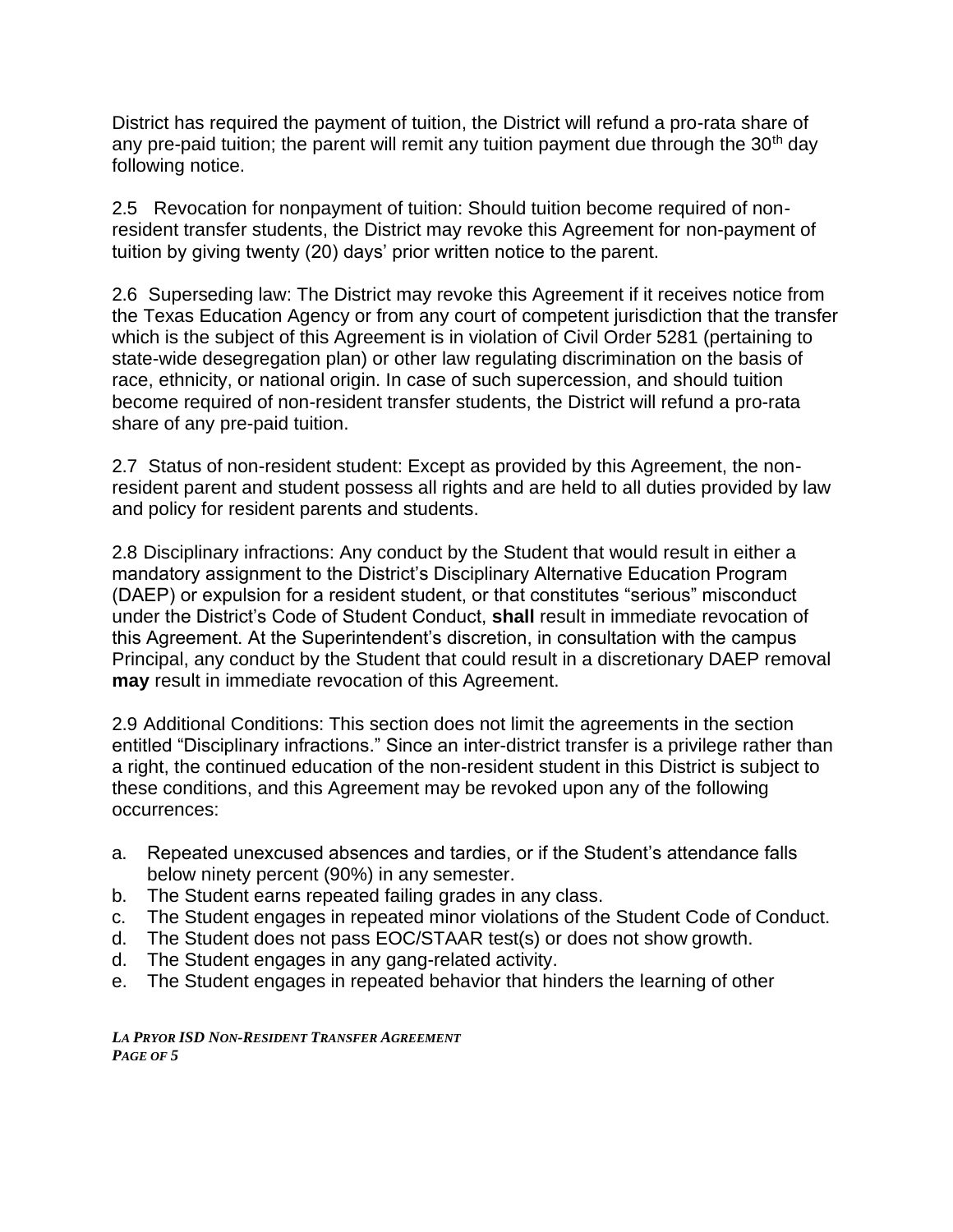District has required the payment of tuition, the District will refund a pro-rata share of any pre-paid tuition; the parent will remit any tuition payment due through the 30th day following notice.

2.5 Revocation for nonpayment of tuition: Should tuition become required of non-resident transfer students, the District may revoke this Agreement for non-payment of tuition by giving twenty (20) days' prior written notice to the parent.

2.6 Superseding law: The District may revoke this Agreement if it receives notice from the Texas Education Agency or from any court of competent jurisdiction that the transfer which is the subject of this Agreement is in violation of Civil Order 5281 (pertaining to state-wide desegregation plan) or other law regulating discrimination on the basis of race, ethnicity, or national origin. In case of such supercession, and should tuition become required of non-resident transfer students, the District will refund a pro-rata share of any pre-paid tuition.

2.7 Status of non-resident student: Except as provided by this Agreement, the non-resident parent and student possess all rights and are held to all duties provided by law and policy for resident parents and students.

2.8 Disciplinary infractions: Any conduct by the Student that would result in either a mandatory assignment to the District's Disciplinary Alternative Education Program (DAEP) or expulsion for a resident student, or that constitutes "serious" misconduct under the District's Code of Student Conduct, **shall** result in immediate revocation of this Agreement. At the Superintendent's discretion, in consultation with the campus Principal, any conduct by the Student that could result in a discretionary DAEP removal **may** result in immediate revocation of this Agreement.

2.9 Additional Conditions: This section does not limit the agreements in the section entitled "Disciplinary infractions." Since an inter-district transfer is a privilege rather than a right, the continued education of the non-resident student in this District is subject to these conditions, and this Agreement may be revoked upon any of the following occurrences:

a. Repeated unexcused absences and tardies, or if the Student's attendance falls below ninety percent (90%) in any semester.
b. The Student earns repeated failing grades in any class.
c. The Student engages in repeated minor violations of the Student Code of Conduct.
d. The Student does not pass EOC/STAAR test(s) or does not show growth.
d. The Student engages in any gang-related activity.
e. The Student engages in repeated behavior that hinders the learning of other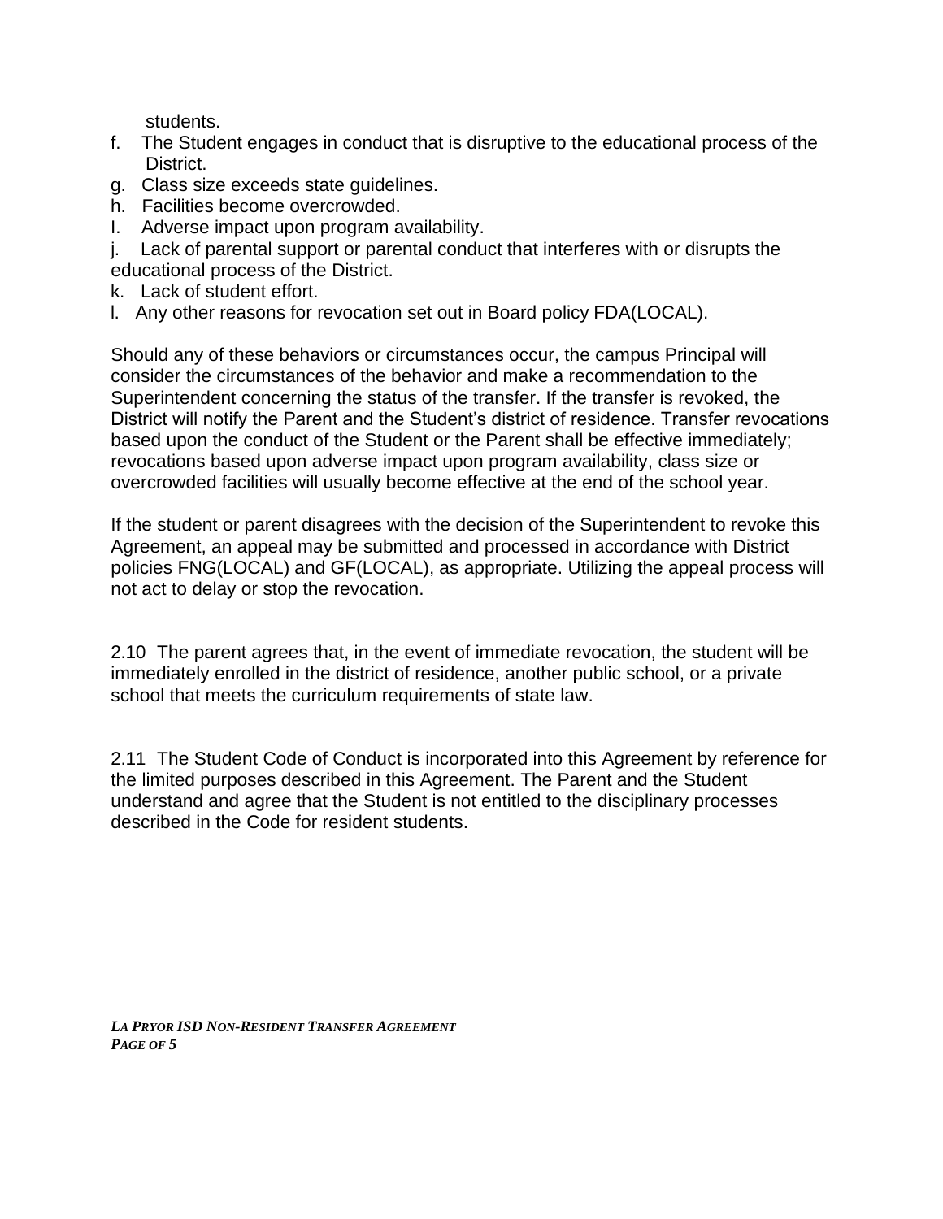students.

f. The Student engages in conduct that is disruptive to the educational process of the District.

g. Class size exceeds state guidelines.

h. Facilities become overcrowded.

I. Adverse impact upon program availability.

j. Lack of parental support or parental conduct that interferes with or disrupts the educational process of the District.

k. Lack of student effort.

l. Any other reasons for revocation set out in Board policy FDA(LOCAL).

Should any of these behaviors or circumstances occur, the campus Principal will consider the circumstances of the behavior and make a recommendation to the Superintendent concerning the status of the transfer. If the transfer is revoked, the District will notify the Parent and the Student's district of residence. Transfer revocations based upon the conduct of the Student or the Parent shall be effective immediately; revocations based upon adverse impact upon program availability, class size or overcrowded facilities will usually become effective at the end of the school year.

If the student or parent disagrees with the decision of the Superintendent to revoke this Agreement, an appeal may be submitted and processed in accordance with District policies FNG(LOCAL) and GF(LOCAL), as appropriate. Utilizing the appeal process will not act to delay or stop the revocation.

2.10 The parent agrees that, in the event of immediate revocation, the student will be immediately enrolled in the district of residence, another public school, or a private school that meets the curriculum requirements of state law.

2.11 The Student Code of Conduct is incorporated into this Agreement by reference for the limited purposes described in this Agreement. The Parent and the Student understand and agree that the Student is not entitled to the disciplinary processes described in the Code for resident students.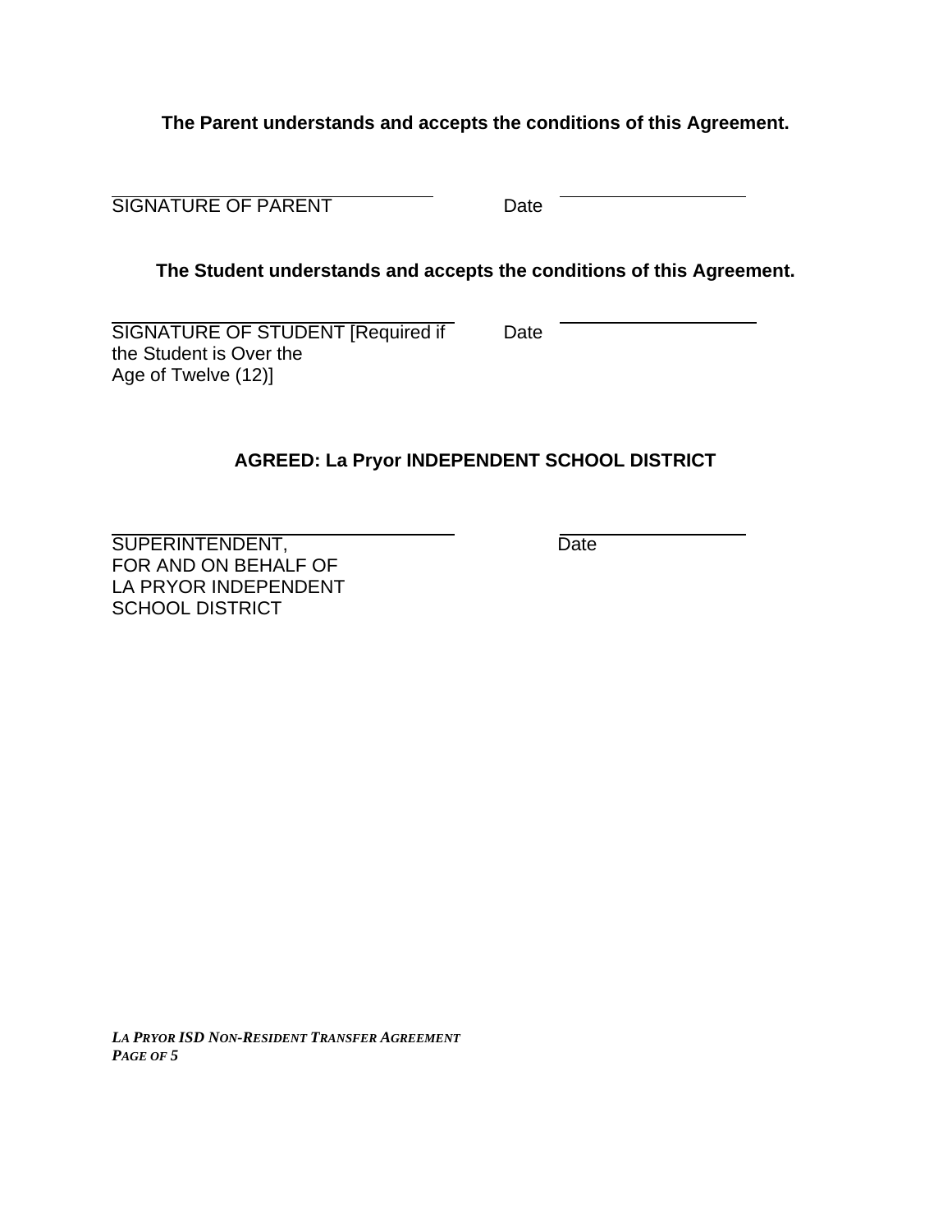**The Parent understands and accepts the conditions of this Agreement.**

SIGNATURE OF PARENT ______________________ Date ______________________

**The Student understands and accepts the conditions of this Agreement.**

SIGNATURE OF STUDENT [Required if the Student is Over the Age of Twelve (12)] ______________________ Date ______________________

**AGREED: La Pryor INDEPENDENT SCHOOL DISTRICT**

SUPERINTENDENT,
FOR AND ON BEHALF OF
LA PRYOR INDEPENDENT
SCHOOL DISTRICT ______________________ Date ______________________